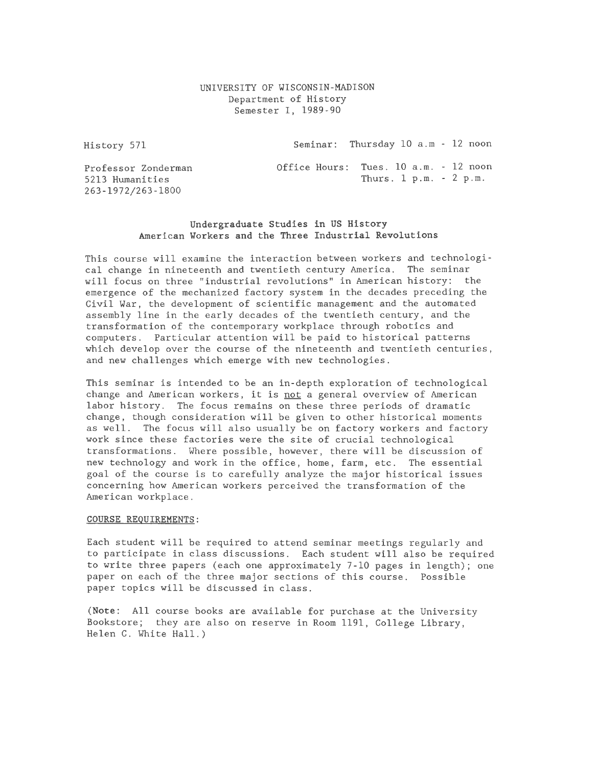UNIVERSITY OF WISCONSIN-MADISON
Department of History
Semester I, 1989-90

History 571 | Seminar: Thursday 10 a.m - 12 noon

Professor Zonderman
5213 Humanities
263-1972/263-1800

Office Hours: Tues. 10 a.m. - 12 noon
Thurs. 1 p.m. - 2 p.m.

## Undergraduate Studies in US History
## American Workers and the Three Industrial Revolutions

This course will examine the interaction between workers and technological change in nineteenth and twentieth century America. The seminar will focus on three "industrial revolutions" in American history: the emergence of the mechanized factory system in the decades preceding the Civil War, the development of scientific management and the automated assembly line in the early decades of the twentieth century, and the transformation of the contemporary workplace through robotics and computers. Particular attention will be paid to historical patterns which develop over the course of the nineteenth and twentieth centuries, and new challenges which emerge with new technologies.

This seminar is intended to be an in-depth exploration of technological change and American workers, it is <u>not</u> a general overview of American labor history. The focus remains on these three periods of dramatic change, though consideration will be given to other historical moments as well. The focus will also usually be on factory workers and factory work since these factories were the site of crucial technological transformations. Where possible, however, there will be discussion of new technology and work in the office, home, farm, etc. The essential goal of the course is to carefully analyze the major historical issues concerning how American workers perceived the transformation of the American workplace.

<u>COURSE REQUIREMENTS</u>:

Each student will be required to attend seminar meetings regularly and to participate in class discussions. Each student will also be required to write three papers (each one approximately 7-10 pages in length); one paper on each of the three major sections of this course. Possible paper topics will be discussed in class.

(**Note**: All course books are available for purchase at the University Bookstore; they are also on reserve in Room 1191, College Library, Helen C. White Hall.)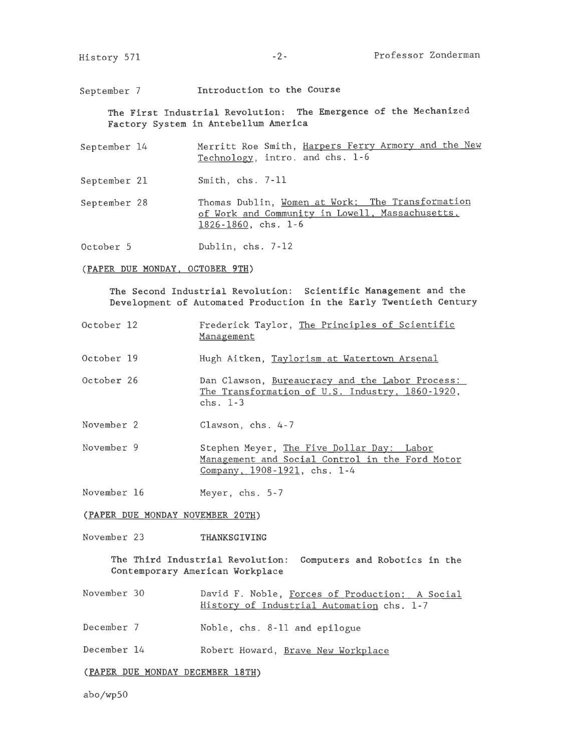September 7 **Introduction to the Course**

**The First Industrial Revolution: The Emergence of the Mechanized Factory System in Antebellum America**

September 14 Merritt Roe Smith, Harpers Ferry Armory and the New Technology, intro. and chs. 1-6

September 21 Smith, chs. 7-11

September 28 Thomas Dublin, Women at Work: The Transformation of Work and Community in Lowell, Massachusetts, 1826-1860, chs. 1-6

October 5 Dublin, chs. 7-12

**(PAPER DUE MONDAY, OCTOBER 9TH)**

**The Second Industrial Revolution: Scientific Management and the Development of Automated Production in the Early Twentieth Century**

October 12 Frederick Taylor, The Principles of Scientific Management

October 19 Hugh Aitken, Taylorism at Watertown Arsenal

October 26 Dan Clawson, Bureaucracy and the Labor Process: The Transformation of U.S. Industry, 1860-1920, chs. 1-3

November 2 Clawson, chs. 4-7

November 9 Stephen Meyer, The Five Dollar Day: Labor Management and Social Control in the Ford Motor Company, 1908-1921, chs. 1-4

November 16 Meyer, chs. 5-7

**(PAPER DUE MONDAY NOVEMBER 20TH)**

November 23 **THANKSGIVING**

**The Third Industrial Revolution: Computers and Robotics in the Contemporary American Workplace**

November 30 David F. Noble, Forces of Production: A Social History of Industrial Automation chs. 1-7

December 7 Noble, chs. 8-11 and epilogue

December 14 Robert Howard, Brave New Workplace

**(PAPER DUE MONDAY DECEMBER 18TH)**

abo/wp50